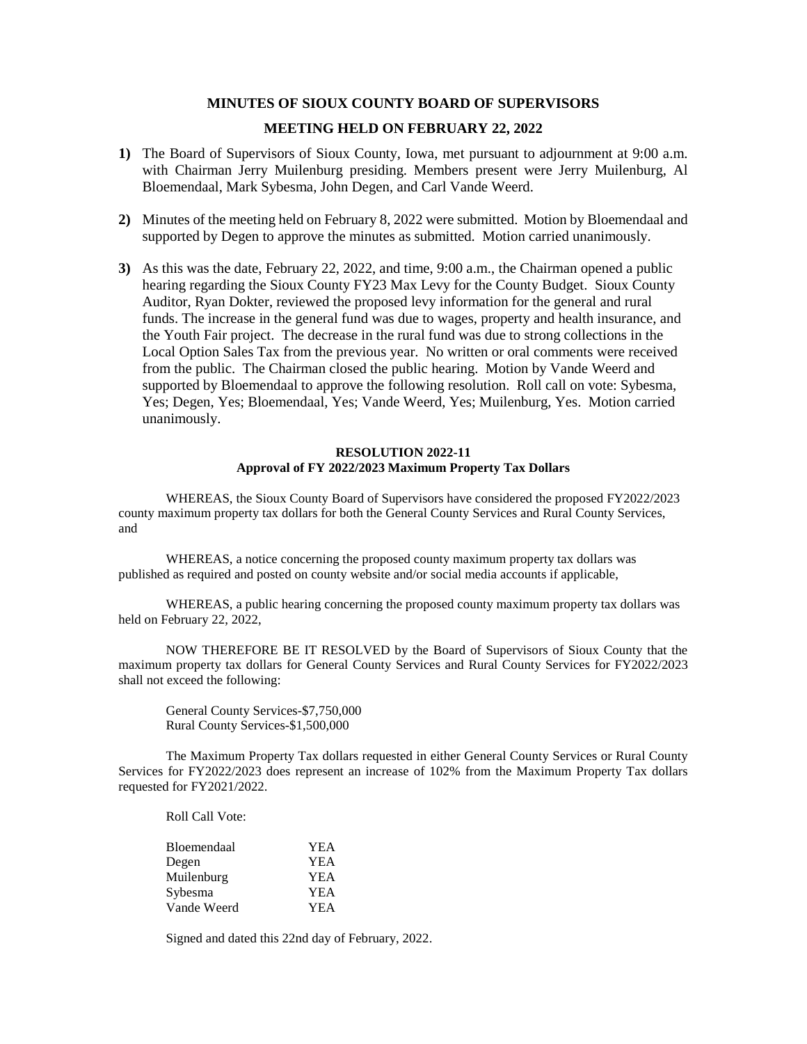# MINUTES OF SIOUX COUNTY BOARD OF SUPERVISORS

## MEETING HELD ON FEBRUARY 22, 2022

**1)** The Board of Supervisors of Sioux County, Iowa, met pursuant to adjournment at 9:00 a.m. with Chairman Jerry Muilenburg presiding. Members present were Jerry Muilenburg, Al Bloemendaal, Mark Sybesma, John Degen, and Carl Vande Weerd.

**2)** Minutes of the meeting held on February 8, 2022 were submitted. Motion by Bloemendaal and supported by Degen to approve the minutes as submitted. Motion carried unanimously.

**3)** As this was the date, February 22, 2022, and time, 9:00 a.m., the Chairman opened a public hearing regarding the Sioux County FY23 Max Levy for the County Budget. Sioux County Auditor, Ryan Dokter, reviewed the proposed levy information for the general and rural funds. The increase in the general fund was due to wages, property and health insurance, and the Youth Fair project. The decrease in the rural fund was due to strong collections in the Local Option Sales Tax from the previous year. No written or oral comments were received from the public. The Chairman closed the public hearing. Motion by Vande Weerd and supported by Bloemendaal to approve the following resolution. Roll call on vote: Sybesma, Yes; Degen, Yes; Bloemendaal, Yes; Vande Weerd, Yes; Muilenburg, Yes. Motion carried unanimously.

**RESOLUTION 2022-11**
**Approval of FY 2022/2023 Maximum Property Tax Dollars**

WHEREAS, the Sioux County Board of Supervisors have considered the proposed FY2022/2023 county maximum property tax dollars for both the General County Services and Rural County Services, and

WHEREAS, a notice concerning the proposed county maximum property tax dollars was published as required and posted on county website and/or social media accounts if applicable,

WHEREAS, a public hearing concerning the proposed county maximum property tax dollars was held on February 22, 2022,

NOW THEREFORE BE IT RESOLVED by the Board of Supervisors of Sioux County that the maximum property tax dollars for General County Services and Rural County Services for FY2022/2023 shall not exceed the following:

General County Services-$7,750,000
Rural County Services-$1,500,000

The Maximum Property Tax dollars requested in either General County Services or Rural County Services for FY2022/2023 does represent an increase of 102% from the Maximum Property Tax dollars requested for FY2021/2022.

Roll Call Vote:

| | |
|---|---|
| Bloemendaal | YEA |
| Degen | YEA |
| Muilenburg | YEA |
| Sybesma | YEA |
| Vande Weerd | YEA |

Signed and dated this 22nd day of February, 2022.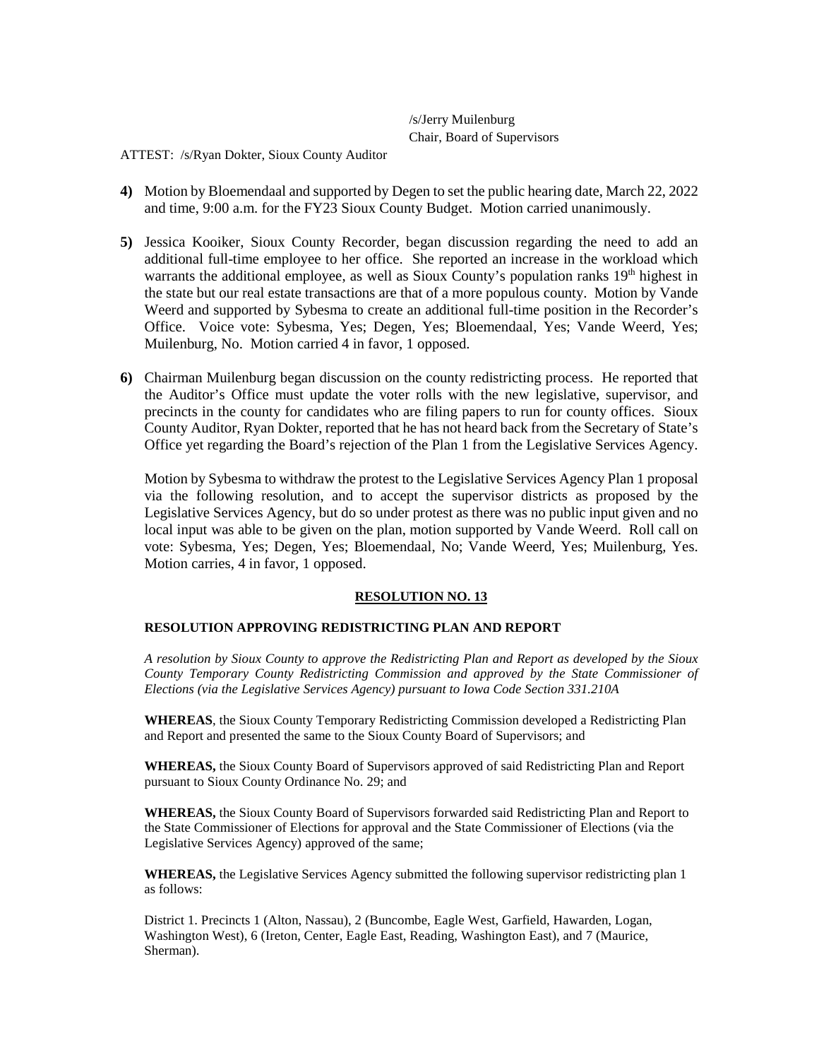/s/Jerry Muilenburg
Chair, Board of Supervisors

ATTEST: /s/Ryan Dokter, Sioux County Auditor

**4)** Motion by Bloemendaal and supported by Degen to set the public hearing date, March 22, 2022 and time, 9:00 a.m. for the FY23 Sioux County Budget. Motion carried unanimously.

**5)** Jessica Kooiker, Sioux County Recorder, began discussion regarding the need to add an additional full-time employee to her office. She reported an increase in the workload which warrants the additional employee, as well as Sioux County's population ranks 19th highest in the state but our real estate transactions are that of a more populous county. Motion by Vande Weerd and supported by Sybesma to create an additional full-time position in the Recorder's Office. Voice vote: Sybesma, Yes; Degen, Yes; Bloemendaal, Yes; Vande Weerd, Yes; Muilenburg, No. Motion carried 4 in favor, 1 opposed.

**6)** Chairman Muilenburg began discussion on the county redistricting process. He reported that the Auditor's Office must update the voter rolls with the new legislative, supervisor, and precincts in the county for candidates who are filing papers to run for county offices. Sioux County Auditor, Ryan Dokter, reported that he has not heard back from the Secretary of State's Office yet regarding the Board's rejection of the Plan 1 from the Legislative Services Agency.

Motion by Sybesma to withdraw the protest to the Legislative Services Agency Plan 1 proposal via the following resolution, and to accept the supervisor districts as proposed by the Legislative Services Agency, but do so under protest as there was no public input given and no local input was able to be given on the plan, motion supported by Vande Weerd. Roll call on vote: Sybesma, Yes; Degen, Yes; Bloemendaal, No; Vande Weerd, Yes; Muilenburg, Yes. Motion carries, 4 in favor, 1 opposed.

**RESOLUTION NO. 13**

**RESOLUTION APPROVING REDISTRICTING PLAN AND REPORT**

*A resolution by Sioux County to approve the Redistricting Plan and Report as developed by the Sioux County Temporary County Redistricting Commission and approved by the State Commissioner of Elections (via the Legislative Services Agency) pursuant to Iowa Code Section 331.210A*

**WHEREAS**, the Sioux County Temporary Redistricting Commission developed a Redistricting Plan and Report and presented the same to the Sioux County Board of Supervisors; and

**WHEREAS,** the Sioux County Board of Supervisors approved of said Redistricting Plan and Report pursuant to Sioux County Ordinance No. 29; and

**WHEREAS,** the Sioux County Board of Supervisors forwarded said Redistricting Plan and Report to the State Commissioner of Elections for approval and the State Commissioner of Elections (via the Legislative Services Agency) approved of the same;

**WHEREAS,** the Legislative Services Agency submitted the following supervisor redistricting plan 1 as follows:

District 1. Precincts 1 (Alton, Nassau), 2 (Buncombe, Eagle West, Garfield, Hawarden, Logan, Washington West), 6 (Ireton, Center, Eagle East, Reading, Washington East), and 7 (Maurice, Sherman).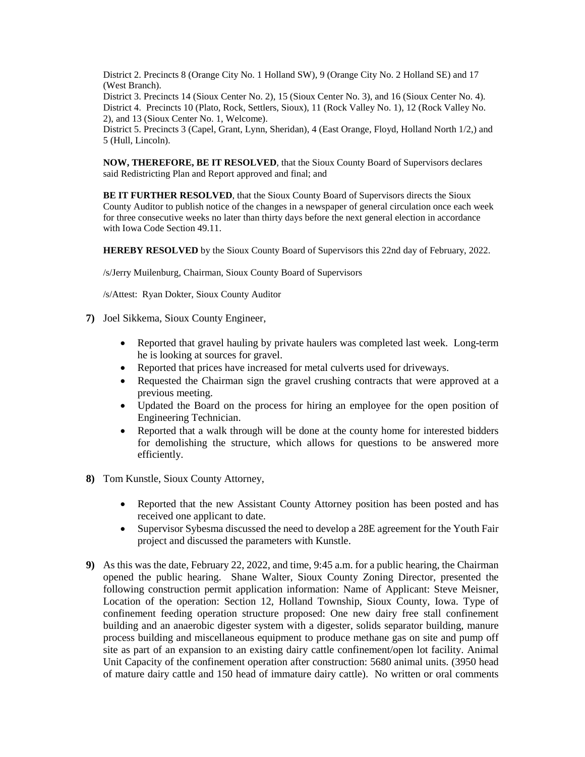District 2. Precincts 8 (Orange City No. 1 Holland SW), 9 (Orange City No. 2 Holland SE) and 17 (West Branch).
District 3. Precincts 14 (Sioux Center No. 2), 15 (Sioux Center No. 3), and 16 (Sioux Center No. 4).
District 4. Precincts 10 (Plato, Rock, Settlers, Sioux), 11 (Rock Valley No. 1), 12 (Rock Valley No. 2), and 13 (Sioux Center No. 1, Welcome).
District 5. Precincts 3 (Capel, Grant, Lynn, Sheridan), 4 (East Orange, Floyd, Holland North 1/2,) and 5 (Hull, Lincoln).

**NOW, THEREFORE, BE IT RESOLVED**, that the Sioux County Board of Supervisors declares said Redistricting Plan and Report approved and final; and

**BE IT FURTHER RESOLVED**, that the Sioux County Board of Supervisors directs the Sioux County Auditor to publish notice of the changes in a newspaper of general circulation once each week for three consecutive weeks no later than thirty days before the next general election in accordance with Iowa Code Section 49.11.

**HEREBY RESOLVED** by the Sioux County Board of Supervisors this 22nd day of February, 2022.

/s/Jerry Muilenburg, Chairman, Sioux County Board of Supervisors

/s/Attest: Ryan Dokter, Sioux County Auditor

**7)** Joel Sikkema, Sioux County Engineer,

- Reported that gravel hauling by private haulers was completed last week. Long-term he is looking at sources for gravel.
- Reported that prices have increased for metal culverts used for driveways.
- Requested the Chairman sign the gravel crushing contracts that were approved at a previous meeting.
- Updated the Board on the process for hiring an employee for the open position of Engineering Technician.
- Reported that a walk through will be done at the county home for interested bidders for demolishing the structure, which allows for questions to be answered more efficiently.

**8)** Tom Kunstle, Sioux County Attorney,

- Reported that the new Assistant County Attorney position has been posted and has received one applicant to date.
- Supervisor Sybesma discussed the need to develop a 28E agreement for the Youth Fair project and discussed the parameters with Kunstle.

**9)** As this was the date, February 22, 2022, and time, 9:45 a.m. for a public hearing, the Chairman opened the public hearing. Shane Walter, Sioux County Zoning Director, presented the following construction permit application information: Name of Applicant: Steve Meisner, Location of the operation: Section 12, Holland Township, Sioux County, Iowa. Type of confinement feeding operation structure proposed: One new dairy free stall confinement building and an anaerobic digester system with a digester, solids separator building, manure process building and miscellaneous equipment to produce methane gas on site and pump off site as part of an expansion to an existing dairy cattle confinement/open lot facility. Animal Unit Capacity of the confinement operation after construction: 5680 animal units. (3950 head of mature dairy cattle and 150 head of immature dairy cattle). No written or oral comments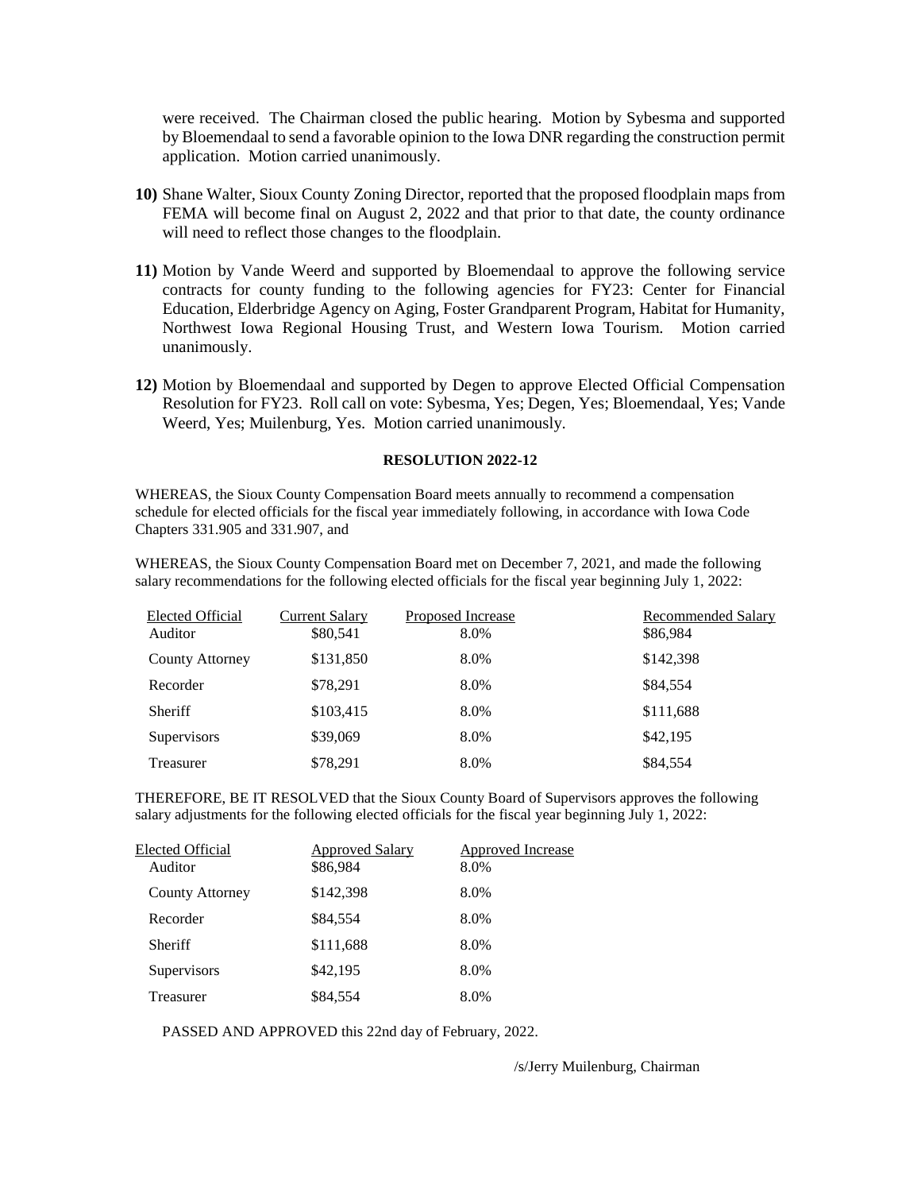were received. The Chairman closed the public hearing. Motion by Sybesma and supported by Bloemendaal to send a favorable opinion to the Iowa DNR regarding the construction permit application. Motion carried unanimously.

**10)** Shane Walter, Sioux County Zoning Director, reported that the proposed floodplain maps from FEMA will become final on August 2, 2022 and that prior to that date, the county ordinance will need to reflect those changes to the floodplain.

**11)** Motion by Vande Weerd and supported by Bloemendaal to approve the following service contracts for county funding to the following agencies for FY23: Center for Financial Education, Elderbridge Agency on Aging, Foster Grandparent Program, Habitat for Humanity, Northwest Iowa Regional Housing Trust, and Western Iowa Tourism. Motion carried unanimously.

**12)** Motion by Bloemendaal and supported by Degen to approve Elected Official Compensation Resolution for FY23. Roll call on vote: Sybesma, Yes; Degen, Yes; Bloemendaal, Yes; Vande Weerd, Yes; Muilenburg, Yes. Motion carried unanimously.

**RESOLUTION 2022-12**

WHEREAS, the Sioux County Compensation Board meets annually to recommend a compensation schedule for elected officials for the fiscal year immediately following, in accordance with Iowa Code Chapters 331.905 and 331.907, and

WHEREAS, the Sioux County Compensation Board met on December 7, 2021, and made the following salary recommendations for the following elected officials for the fiscal year beginning July 1, 2022:

| Elected Official | Current Salary | Proposed Increase | Recommended Salary |
|---|---|---|---|
| Auditor | $80,541 | 8.0% | $86,984 |
| County Attorney | $131,850 | 8.0% | $142,398 |
| Recorder | $78,291 | 8.0% | $84,554 |
| Sheriff | $103,415 | 8.0% | $111,688 |
| Supervisors | $39,069 | 8.0% | $42,195 |
| Treasurer | $78,291 | 8.0% | $84,554 |

THEREFORE, BE IT RESOLVED that the Sioux County Board of Supervisors approves the following salary adjustments for the following elected officials for the fiscal year beginning July 1, 2022:

| Elected Official | Approved Salary | Approved Increase |
|---|---|---|
| Auditor | $86,984 | 8.0% |
| County Attorney | $142,398 | 8.0% |
| Recorder | $84,554 | 8.0% |
| Sheriff | $111,688 | 8.0% |
| Supervisors | $42,195 | 8.0% |
| Treasurer | $84,554 | 8.0% |

PASSED AND APPROVED this 22nd day of February, 2022.

/s/Jerry Muilenburg, Chairman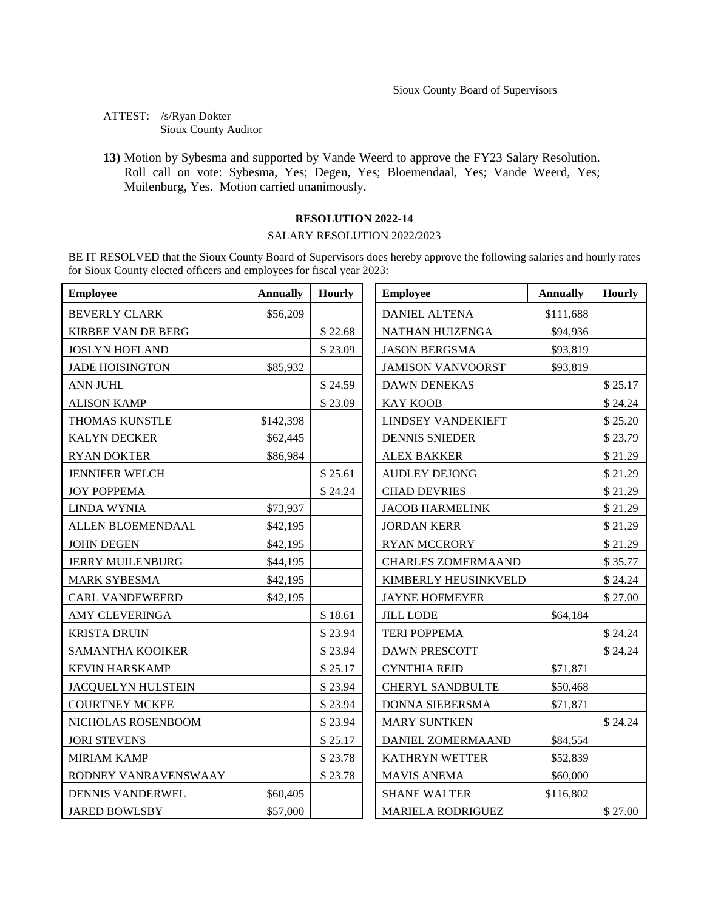Sioux County Board of Supervisors

ATTEST: /s/Ryan Dokter
Sioux County Auditor

**13)** Motion by Sybesma and supported by Vande Weerd to approve the FY23 Salary Resolution. Roll call on vote: Sybesma, Yes; Degen, Yes; Bloemendaal, Yes; Vande Weerd, Yes; Muilenburg, Yes. Motion carried unanimously.

**RESOLUTION 2022-14**

SALARY RESOLUTION 2022/2023

BE IT RESOLVED that the Sioux County Board of Supervisors does hereby approve the following salaries and hourly rates for Sioux County elected officers and employees for fiscal year 2023:

| Employee | Annually | Hourly |
|---|---|---|
| BEVERLY CLARK | $56,209 | |
| KIRBEE VAN DE BERG | | $ 22.68 |
| JOSLYN HOFLAND | | $ 23.09 |
| JADE HOISINGTON | $85,932 | |
| ANN JUHL | | $ 24.59 |
| ALISON KAMP | | $ 23.09 |
| THOMAS KUNSTLE | $142,398 | |
| KALYN DECKER | $62,445 | |
| RYAN DOKTER | $86,984 | |
| JENNIFER WELCH | | $ 25.61 |
| JOY POPPEMA | | $ 24.24 |
| LINDA WYNIA | $73,937 | |
| ALLEN BLOEMENDAAL | $42,195 | |
| JOHN DEGEN | $42,195 | |
| JERRY MUILENBURG | $44,195 | |
| MARK SYBESMA | $42,195 | |
| CARL VANDEWEERD | $42,195 | |
| AMY CLEVERINGA | | $ 18.61 |
| KRISTA DRUIN | | $ 23.94 |
| SAMANTHA KOOIKER | | $ 23.94 |
| KEVIN HARSKAMP | | $ 25.17 |
| JACQUELYN HULSTEIN | | $ 23.94 |
| COURTNEY MCKEE | | $ 23.94 |
| NICHOLAS ROSENBOOM | | $ 23.94 |
| JORI STEVENS | | $ 25.17 |
| MIRIAM KAMP | | $ 23.78 |
| RODNEY VANRAVENSWAAY | | $ 23.78 |
| DENNIS VANDERWEL | $60,405 | |
| JARED BOWLSBY | $57,000 | |
| DANIEL ALTENA | $111,688 | |
| NATHAN HUIZENGA | $94,936 | |
| JASON BERGSMA | $93,819 | |
| JAMISON VANVOORST | $93,819 | |
| DAWN DENEKAS | | $ 25.17 |
| KAY KOOB | | $ 24.24 |
| LINDSEY VANDEKIEFT | | $ 25.20 |
| DENNIS SNIEDER | | $ 23.79 |
| ALEX BAKKER | | $ 21.29 |
| AUDLEY DEJONG | | $ 21.29 |
| CHAD DEVRIES | | $ 21.29 |
| JACOB HARMELINK | | $ 21.29 |
| JORDAN KERR | | $ 21.29 |
| RYAN MCCRORY | | $ 21.29 |
| CHARLES ZOMERMAAND | | $ 35.77 |
| KIMBERLY HEUSINKVELD | | $ 24.24 |
| JAYNE HOFMEYER | | $ 27.00 |
| JILL LODE | $64,184 | |
| TERI POPPEMA | | $ 24.24 |
| DAWN PRESCOTT | | $ 24.24 |
| CYNTHIA REID | $71,871 | |
| CHERYL SANDBULTE | $50,468 | |
| DONNA SIEBERSMA | $71,871 | |
| MARY SUNTKEN | | $ 24.24 |
| DANIEL ZOMERMAAND | $84,554 | |
| KATHRYN WETTER | $52,839 | |
| MAVIS ANEMA | $60,000 | |
| SHANE WALTER | $116,802 | |
| MARIELA RODRIGUEZ | | $ 27.00 |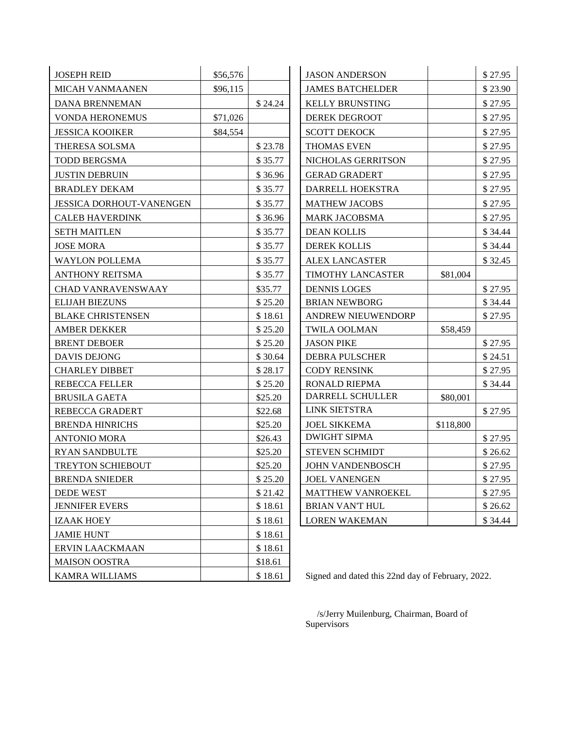| | | |
|---|---|---|
| JOSEPH REID | $56,576 | |
| MICAH VANMAANEN | $96,115 | |
| DANA BRENNEMAN | | $ 24.24 |
| VONDA HERONEMUS | $71,026 | |
| JESSICA KOOIKER | $84,554 | |
| THERESA SOLSMA | | $ 23.78 |
| TODD BERGSMA | | $ 35.77 |
| JUSTIN DEBRUIN | | $ 36.96 |
| BRADLEY DEKAM | | $ 35.77 |
| JESSICA DORHOUT-VANENGEN | | $ 35.77 |
| CALEB HAVERDINK | | $ 36.96 |
| SETH MAITLEN | | $ 35.77 |
| JOSE MORA | | $ 35.77 |
| WAYLON POLLEMA | | $ 35.77 |
| ANTHONY REITSMA | | $ 35.77 |
| CHAD VANRAVENSWAAY | | $35.77 |
| ELIJAH BIEZUNS | | $ 25.20 |
| BLAKE CHRISTENSEN | | $ 18.61 |
| AMBER DEKKER | | $ 25.20 |
| BRENT DEBOER | | $ 25.20 |
| DAVIS DEJONG | | $ 30.64 |
| CHARLEY DIBBET | | $ 28.17 |
| REBECCA FELLER | | $ 25.20 |
| BRUSILA GAETA | | $25.20 |
| REBECCA GRADERT | | $22.68 |
| BRENDA HINRICHS | | $25.20 |
| ANTONIO MORA | | $26.43 |
| RYAN SANDBULTE | | $25.20 |
| TREYTON SCHIEBOUT | | $25.20 |
| BRENDA SNIEDER | | $ 25.20 |
| DEDE WEST | | $ 21.42 |
| JENNIFER EVERS | | $ 18.61 |
| IZAAK HOEY | | $ 18.61 |
| JAMIE HUNT | | $ 18.61 |
| ERVIN LAACKMAAN | | $ 18.61 |
| MAISON OOSTRA | | $18.61 |
| KAMRA WILLIAMS | | $ 18.61 |

| | | |
|---|---|---|
| JASON ANDERSON | | $ 27.95 |
| JAMES BATCHELDER | | $ 23.90 |
| KELLY BRUNSTING | | $ 27.95 |
| DEREK DEGROOT | | $ 27.95 |
| SCOTT DEKOCK | | $ 27.95 |
| THOMAS EVEN | | $ 27.95 |
| NICHOLAS GERRITSON | | $ 27.95 |
| GERAD GRADERT | | $ 27.95 |
| DARRELL HOEKSTRA | | $ 27.95 |
| MATHEW JACOBS | | $ 27.95 |
| MARK JACOBSMA | | $ 27.95 |
| DEAN KOLLIS | | $ 34.44 |
| DEREK KOLLIS | | $ 34.44 |
| ALEX LANCASTER | | $ 32.45 |
| TIMOTHY LANCASTER | $81,004 | |
| DENNIS LOGES | | $ 27.95 |
| BRIAN NEWBORG | | $ 34.44 |
| ANDREW NIEUWENDORP | | $ 27.95 |
| TWILA OOLMAN | $58,459 | |
| JASON PIKE | | $ 27.95 |
| DEBRA PULSCHER | | $ 24.51 |
| CODY RENSINK | | $ 27.95 |
| RONALD RIEPMA | | $ 34.44 |
| DARRELL SCHULLER | $80,001 | |
| LINK SIETSTRA | | $ 27.95 |
| JOEL SIKKEMA | $118,800 | |
| DWIGHT SIPMA | | $ 27.95 |
| STEVEN SCHMIDT | | $ 26.62 |
| JOHN VANDENBOSCH | | $ 27.95 |
| JOEL VANENGEN | | $ 27.95 |
| MATTHEW VANROEKEL | | $ 27.95 |
| BRIAN VAN'T HUL | | $ 26.62 |
| LOREN WAKEMAN | | $ 34.44 |

Signed and dated this 22nd day of February, 2022.

/s/Jerry Muilenburg, Chairman, Board of Supervisors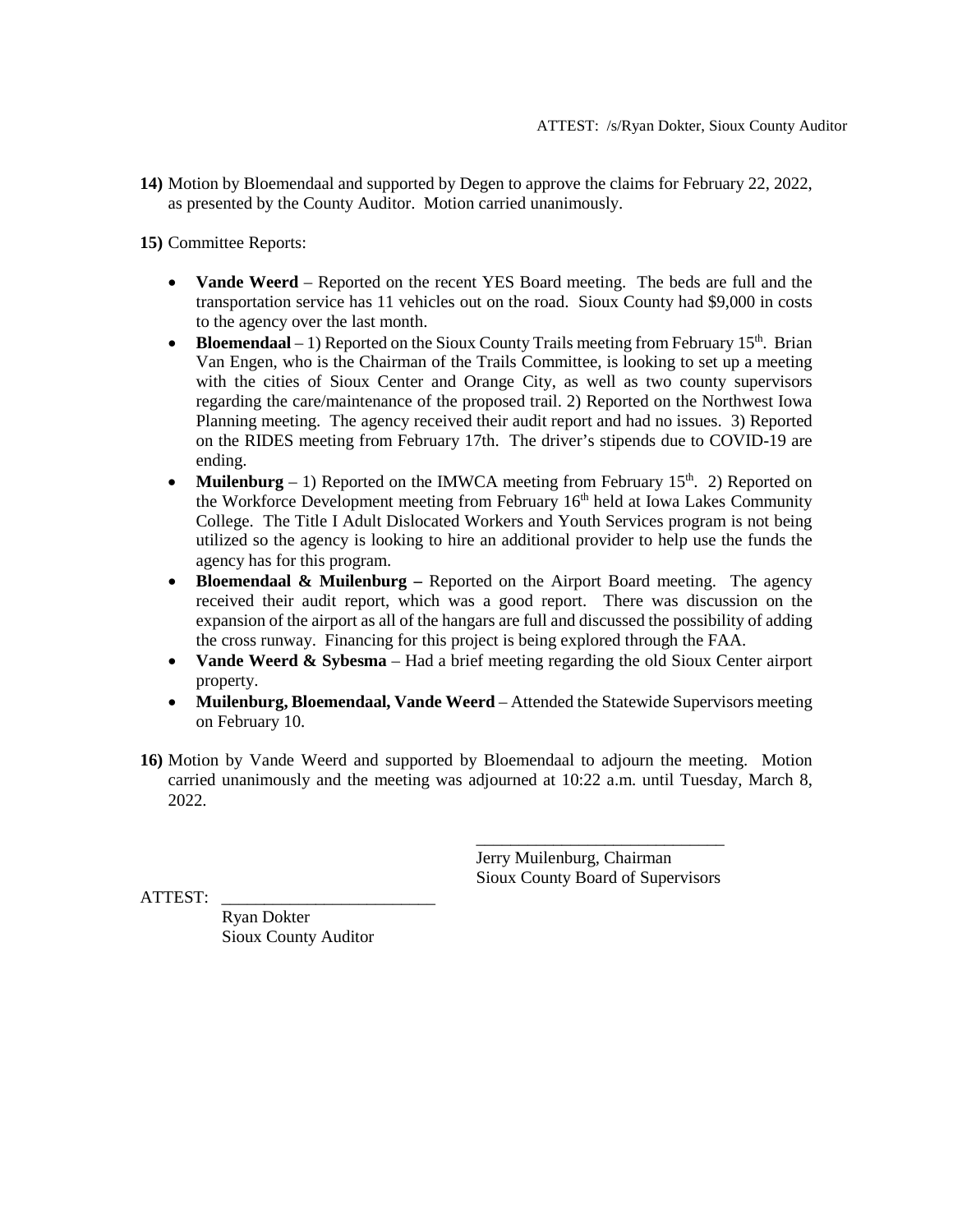ATTEST: /s/Ryan Dokter, Sioux County Auditor

**14)** Motion by Bloemendaal and supported by Degen to approve the claims for February 22, 2022, as presented by the County Auditor. Motion carried unanimously.

**15)** Committee Reports:

- **Vande Weerd** – Reported on the recent YES Board meeting. The beds are full and the transportation service has 11 vehicles out on the road. Sioux County had $9,000 in costs to the agency over the last month.
- **Bloemendaal** – 1) Reported on the Sioux County Trails meeting from February 15th. Brian Van Engen, who is the Chairman of the Trails Committee, is looking to set up a meeting with the cities of Sioux Center and Orange City, as well as two county supervisors regarding the care/maintenance of the proposed trail. 2) Reported on the Northwest Iowa Planning meeting. The agency received their audit report and had no issues. 3) Reported on the RIDES meeting from February 17th. The driver's stipends due to COVID-19 are ending.
- **Muilenburg** – 1) Reported on the IMWCA meeting from February 15th. 2) Reported on the Workforce Development meeting from February 16th held at Iowa Lakes Community College. The Title I Adult Dislocated Workers and Youth Services program is not being utilized so the agency is looking to hire an additional provider to help use the funds the agency has for this program.
- **Bloemendaal & Muilenburg –** Reported on the Airport Board meeting. The agency received their audit report, which was a good report. There was discussion on the expansion of the airport as all of the hangars are full and discussed the possibility of adding the cross runway. Financing for this project is being explored through the FAA.
- **Vande Weerd & Sybesma** – Had a brief meeting regarding the old Sioux Center airport property.
- **Muilenburg, Bloemendaal, Vande Weerd** – Attended the Statewide Supervisors meeting on February 10.

**16)** Motion by Vande Weerd and supported by Bloemendaal to adjourn the meeting. Motion carried unanimously and the meeting was adjourned at 10:22 a.m. until Tuesday, March 8, 2022.

\_\_\_\_\_\_\_\_\_\_\_\_\_\_\_\_\_\_\_\_\_\_\_\_\_\_\_\_\_\_
Jerry Muilenburg, Chairman
Sioux County Board of Supervisors

ATTEST: \_\_\_\_\_\_\_\_\_\_\_\_\_\_\_\_\_\_\_\_\_\_\_\_\_\_
Ryan Dokter
Sioux County Auditor